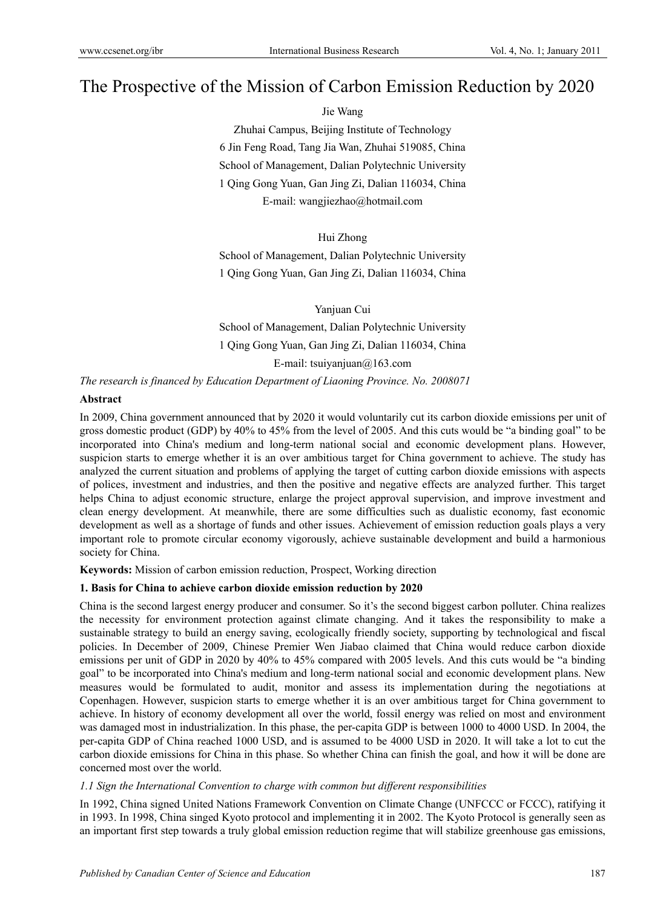# The Prospective of the Mission of Carbon Emission Reduction by 2020

Jie Wang

Zhuhai Campus, Beijing Institute of Technology

6 Jin Feng Road, Tang Jia Wan, Zhuhai 519085, China

School of Management, Dalian Polytechnic University

1 Qing Gong Yuan, Gan Jing Zi, Dalian 116034, China

E-mail: wangjiezhao@hotmail.com

Hui Zhong

School of Management, Dalian Polytechnic University

1 Qing Gong Yuan, Gan Jing Zi, Dalian 116034, China

Yanjuan Cui

School of Management, Dalian Polytechnic University

1 Qing Gong Yuan, Gan Jing Zi, Dalian 116034, China

E-mail: tsuiyanjuan@163.com

*The research is financed by Education Department of Liaoning Province. No. 2008071*

**Abstract**

In 2009, China government announced that by 2020 it would voluntarily cut its carbon dioxide emissions per unit of gross domestic product (GDP) by 40% to 45% from the level of 2005. And this cuts would be "a binding goal" to be incorporated into China's medium and long-term national social and economic development plans. However, suspicion starts to emerge whether it is an over ambitious target for China government to achieve. The study has analyzed the current situation and problems of applying the target of cutting carbon dioxide emissions with aspects of polices, investment and industries, and then the positive and negative effects are analyzed further. This target helps China to adjust economic structure, enlarge the project approval supervision, and improve investment and clean energy development. At meanwhile, there are some difficulties such as dualistic economy, fast economic development as well as a shortage of funds and other issues. Achievement of emission reduction goals plays a very important role to promote circular economy vigorously, achieve sustainable development and build a harmonious society for China.

**Keywords:** Mission of carbon emission reduction, Prospect, Working direction

## 1. Basis for China to achieve carbon dioxide emission reduction by 2020

China is the second largest energy producer and consumer. So it's the second biggest carbon polluter. China realizes the necessity for environment protection against climate changing. And it takes the responsibility to make a sustainable strategy to build an energy saving, ecologically friendly society, supporting by technological and fiscal policies. In December of 2009, Chinese Premier Wen Jiabao claimed that China would reduce carbon dioxide emissions per unit of GDP in 2020 by 40% to 45% compared with 2005 levels. And this cuts would be "a binding goal" to be incorporated into China's medium and long-term national social and economic development plans. New measures would be formulated to audit, monitor and assess its implementation during the negotiations at Copenhagen. However, suspicion starts to emerge whether it is an over ambitious target for China government to achieve. In history of economy development all over the world, fossil energy was relied on most and environment was damaged most in industrialization. In this phase, the per-capita GDP is between 1000 to 4000 USD. In 2004, the per-capita GDP of China reached 1000 USD, and is assumed to be 4000 USD in 2020. It will take a lot to cut the carbon dioxide emissions for China in this phase. So whether China can finish the goal, and how it will be done are concerned most over the world.

### *1.1 Sign the International Convention to charge with common but different responsibilities*

In 1992, China signed United Nations Framework Convention on Climate Change (UNFCCC or FCCC), ratifying it in 1993. In 1998, China singed Kyoto protocol and implementing it in 2002. The Kyoto Protocol is generally seen as an important first step towards a truly global emission reduction regime that will stabilize greenhouse gas emissions,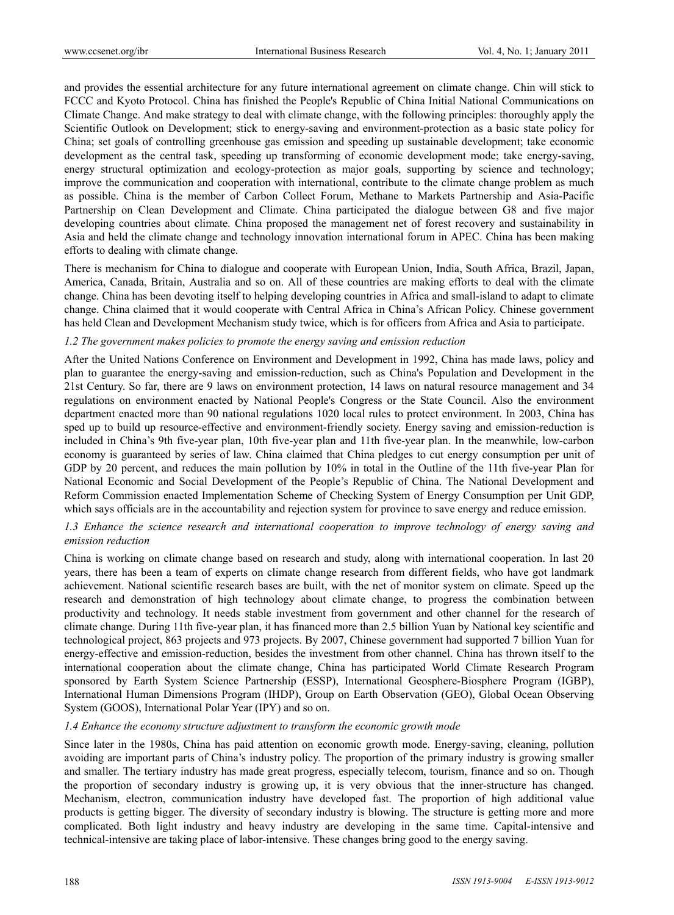and provides the essential architecture for any future international agreement on climate change. Chin will stick to FCCC and Kyoto Protocol. China has finished the People's Republic of China Initial National Communications on Climate Change. And make strategy to deal with climate change, with the following principles: thoroughly apply the Scientific Outlook on Development; stick to energy-saving and environment-protection as a basic state policy for China; set goals of controlling greenhouse gas emission and speeding up sustainable development; take economic development as the central task, speeding up transforming of economic development mode; take energy-saving, energy structural optimization and ecology-protection as major goals, supporting by science and technology; improve the communication and cooperation with international, contribute to the climate change problem as much as possible. China is the member of Carbon Collect Forum, Methane to Markets Partnership and Asia-Pacific Partnership on Clean Development and Climate. China participated the dialogue between G8 and five major developing countries about climate. China proposed the management net of forest recovery and sustainability in Asia and held the climate change and technology innovation international forum in APEC. China has been making efforts to dealing with climate change.

There is mechanism for China to dialogue and cooperate with European Union, India, South Africa, Brazil, Japan, America, Canada, Britain, Australia and so on. All of these countries are making efforts to deal with the climate change. China has been devoting itself to helping developing countries in Africa and small-island to adapt to climate change. China claimed that it would cooperate with Central Africa in China's African Policy. Chinese government has held Clean and Development Mechanism study twice, which is for officers from Africa and Asia to participate.

### *1.2 The government makes policies to promote the energy saving and emission reduction*

After the United Nations Conference on Environment and Development in 1992, China has made laws, policy and plan to guarantee the energy-saving and emission-reduction, such as China's Population and Development in the 21st Century. So far, there are 9 laws on environment protection, 14 laws on natural resource management and 34 regulations on environment enacted by National People's Congress or the State Council. Also the environment department enacted more than 90 national regulations 1020 local rules to protect environment. In 2003, China has sped up to build up resource-effective and environment-friendly society. Energy saving and emission-reduction is included in China's 9th five-year plan, 10th five-year plan and 11th five-year plan. In the meanwhile, low-carbon economy is guaranteed by series of law. China claimed that China pledges to cut energy consumption per unit of GDP by 20 percent, and reduces the main pollution by 10% in total in the Outline of the 11th five-year Plan for National Economic and Social Development of the People's Republic of China. The National Development and Reform Commission enacted Implementation Scheme of Checking System of Energy Consumption per Unit GDP, which says officials are in the accountability and rejection system for province to save energy and reduce emission.

### *1.3 Enhance the science research and international cooperation to improve technology of energy saving and emission reduction*

China is working on climate change based on research and study, along with international cooperation. In last 20 years, there has been a team of experts on climate change research from different fields, who have got landmark achievement. National scientific research bases are built, with the net of monitor system on climate. Speed up the research and demonstration of high technology about climate change, to progress the combination between productivity and technology. It needs stable investment from government and other channel for the research of climate change. During 11th five-year plan, it has financed more than 2.5 billion Yuan by National key scientific and technological project, 863 projects and 973 projects. By 2007, Chinese government had supported 7 billion Yuan for energy-effective and emission-reduction, besides the investment from other channel. China has thrown itself to the international cooperation about the climate change, China has participated World Climate Research Program sponsored by Earth System Science Partnership (ESSP), International Geosphere-Biosphere Program (IGBP), International Human Dimensions Program (IHDP), Group on Earth Observation (GEO), Global Ocean Observing System (GOOS), International Polar Year (IPY) and so on.

### *1.4 Enhance the economy structure adjustment to transform the economic growth mode*

Since later in the 1980s, China has paid attention on economic growth mode. Energy-saving, cleaning, pollution avoiding are important parts of China's industry policy. The proportion of the primary industry is growing smaller and smaller. The tertiary industry has made great progress, especially telecom, tourism, finance and so on. Though the proportion of secondary industry is growing up, it is very obvious that the inner-structure has changed. Mechanism, electron, communication industry have developed fast. The proportion of high additional value products is getting bigger. The diversity of secondary industry is blowing. The structure is getting more and more complicated. Both light industry and heavy industry are developing in the same time. Capital-intensive and technical-intensive are taking place of labor-intensive. These changes bring good to the energy saving.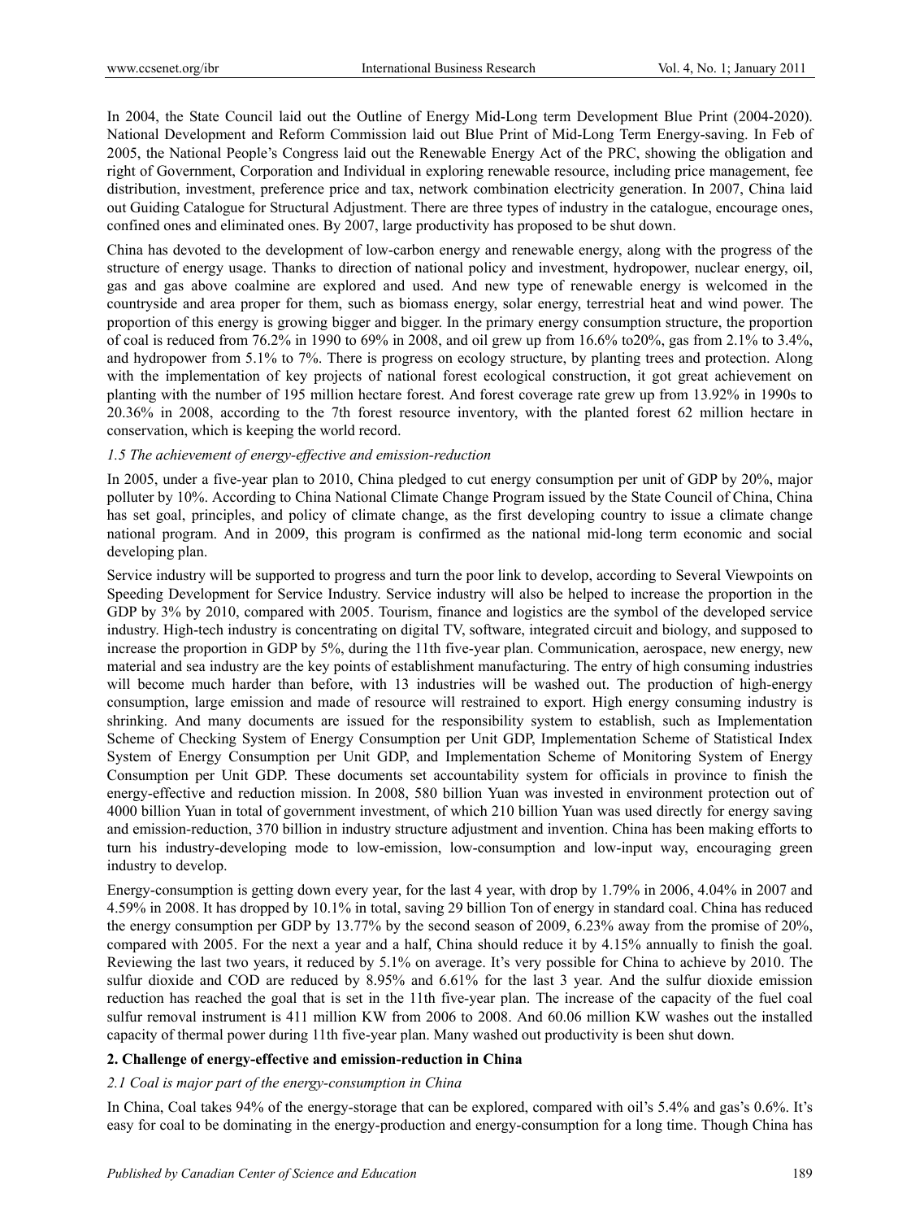In 2004, the State Council laid out the Outline of Energy Mid-Long term Development Blue Print (2004-2020). National Development and Reform Commission laid out Blue Print of Mid-Long Term Energy-saving. In Feb of 2005, the National People's Congress laid out the Renewable Energy Act of the PRC, showing the obligation and right of Government, Corporation and Individual in exploring renewable resource, including price management, fee distribution, investment, preference price and tax, network combination electricity generation. In 2007, China laid out Guiding Catalogue for Structural Adjustment. There are three types of industry in the catalogue, encourage ones, confined ones and eliminated ones. By 2007, large productivity has proposed to be shut down.

China has devoted to the development of low-carbon energy and renewable energy, along with the progress of the structure of energy usage. Thanks to direction of national policy and investment, hydropower, nuclear energy, oil, gas and gas above coalmine are explored and used. And new type of renewable energy is welcomed in the countryside and area proper for them, such as biomass energy, solar energy, terrestrial heat and wind power. The proportion of this energy is growing bigger and bigger. In the primary energy consumption structure, the proportion of coal is reduced from 76.2% in 1990 to 69% in 2008, and oil grew up from 16.6% to20%, gas from 2.1% to 3.4%, and hydropower from 5.1% to 7%. There is progress on ecology structure, by planting trees and protection. Along with the implementation of key projects of national forest ecological construction, it got great achievement on planting with the number of 195 million hectare forest. And forest coverage rate grew up from 13.92% in 1990s to 20.36% in 2008, according to the 7th forest resource inventory, with the planted forest 62 million hectare in conservation, which is keeping the world record.

### *1.5 The achievement of energy-effective and emission-reduction*

In 2005, under a five-year plan to 2010, China pledged to cut energy consumption per unit of GDP by 20%, major polluter by 10%. According to China National Climate Change Program issued by the State Council of China, China has set goal, principles, and policy of climate change, as the first developing country to issue a climate change national program. And in 2009, this program is confirmed as the national mid-long term economic and social developing plan.

Service industry will be supported to progress and turn the poor link to develop, according to Several Viewpoints on Speeding Development for Service Industry. Service industry will also be helped to increase the proportion in the GDP by 3% by 2010, compared with 2005. Tourism, finance and logistics are the symbol of the developed service industry. High-tech industry is concentrating on digital TV, software, integrated circuit and biology, and supposed to increase the proportion in GDP by 5%, during the 11th five-year plan. Communication, aerospace, new energy, new material and sea industry are the key points of establishment manufacturing. The entry of high consuming industries will become much harder than before, with 13 industries will be washed out. The production of high-energy consumption, large emission and made of resource will restrained to export. High energy consuming industry is shrinking. And many documents are issued for the responsibility system to establish, such as Implementation Scheme of Checking System of Energy Consumption per Unit GDP, Implementation Scheme of Statistical Index System of Energy Consumption per Unit GDP, and Implementation Scheme of Monitoring System of Energy Consumption per Unit GDP. These documents set accountability system for officials in province to finish the energy-effective and reduction mission. In 2008, 580 billion Yuan was invested in environment protection out of 4000 billion Yuan in total of government investment, of which 210 billion Yuan was used directly for energy saving and emission-reduction, 370 billion in industry structure adjustment and invention. China has been making efforts to turn his industry-developing mode to low-emission, low-consumption and low-input way, encouraging green industry to develop.

Energy-consumption is getting down every year, for the last 4 year, with drop by 1.79% in 2006, 4.04% in 2007 and 4.59% in 2008. It has dropped by 10.1% in total, saving 29 billion Ton of energy in standard coal. China has reduced the energy consumption per GDP by 13.77% by the second season of 2009, 6.23% away from the promise of 20%, compared with 2005. For the next a year and a half, China should reduce it by 4.15% annually to finish the goal. Reviewing the last two years, it reduced by 5.1% on average. It's very possible for China to achieve by 2010. The sulfur dioxide and COD are reduced by 8.95% and 6.61% for the last 3 year. And the sulfur dioxide emission reduction has reached the goal that is set in the 11th five-year plan. The increase of the capacity of the fuel coal sulfur removal instrument is 411 million KW from 2006 to 2008. And 60.06 million KW washes out the installed capacity of thermal power during 11th five-year plan. Many washed out productivity is been shut down.

## **2. Challenge of energy-effective and emission-reduction in China**

### *2.1 Coal is major part of the energy-consumption in China*

In China, Coal takes 94% of the energy-storage that can be explored, compared with oil's 5.4% and gas's 0.6%. It's easy for coal to be dominating in the energy-production and energy-consumption for a long time. Though China has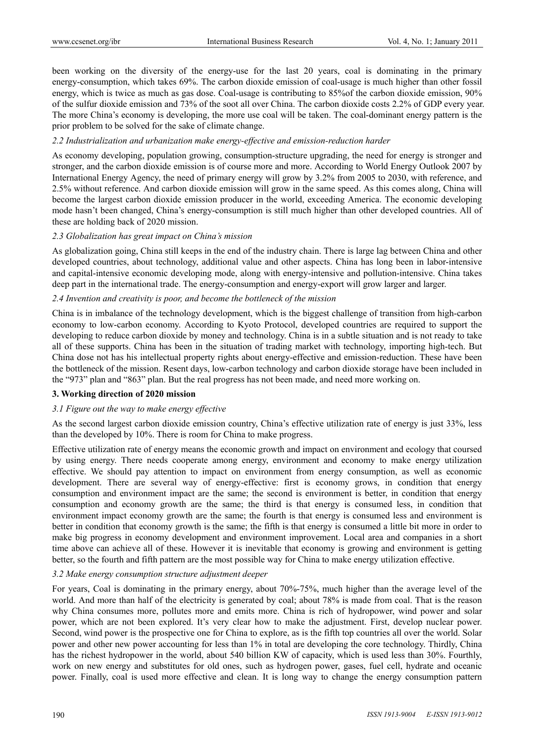been working on the diversity of the energy-use for the last 20 years, coal is dominating in the primary energy-consumption, which takes 69%. The carbon dioxide emission of coal-usage is much higher than other fossil energy, which is twice as much as gas dose. Coal-usage is contributing to 85%of the carbon dioxide emission, 90% of the sulfur dioxide emission and 73% of the soot all over China. The carbon dioxide costs 2.2% of GDP every year. The more China's economy is developing, the more use coal will be taken. The coal-dominant energy pattern is the prior problem to be solved for the sake of climate change.

### *2.2 Industrialization and urbanization make energy-effective and emission-reduction harder*

As economy developing, population growing, consumption-structure upgrading, the need for energy is stronger and stronger, and the carbon dioxide emission is of course more and more. According to World Energy Outlook 2007 by International Energy Agency, the need of primary energy will grow by 3.2% from 2005 to 2030, with reference, and 2.5% without reference. And carbon dioxide emission will grow in the same speed. As this comes along, China will become the largest carbon dioxide emission producer in the world, exceeding America. The economic developing mode hasn't been changed, China's energy-consumption is still much higher than other developed countries. All of these are holding back of 2020 mission.

### *2.3 Globalization has great impact on China's mission*

As globalization going, China still keeps in the end of the industry chain. There is large lag between China and other developed countries, about technology, additional value and other aspects. China has long been in labor-intensive and capital-intensive economic developing mode, along with energy-intensive and pollution-intensive. China takes deep part in the international trade. The energy-consumption and energy-export will grow larger and larger.

### *2.4 Invention and creativity is poor, and become the bottleneck of the mission*

China is in imbalance of the technology development, which is the biggest challenge of transition from high-carbon economy to low-carbon economy. According to Kyoto Protocol, developed countries are required to support the developing to reduce carbon dioxide by money and technology. China is in a subtle situation and is not ready to take all of these supports. China has been in the situation of trading market with technology, importing high-tech. But China dose not has his intellectual property rights about energy-effective and emission-reduction. These have been the bottleneck of the mission. Resent days, low-carbon technology and carbon dioxide storage have been included in the "973" plan and "863" plan. But the real progress has not been made, and need more working on.

## **3. Working direction of 2020 mission**

### *3.1 Figure out the way to make energy effective*

As the second largest carbon dioxide emission country, China's effective utilization rate of energy is just 33%, less than the developed by 10%. There is room for China to make progress.

Effective utilization rate of energy means the economic growth and impact on environment and ecology that coursed by using energy. There needs cooperate among energy, environment and economy to make energy utilization effective. We should pay attention to impact on environment from energy consumption, as well as economic development. There are several way of energy-effective: first is economy grows, in condition that energy consumption and environment impact are the same; the second is environment is better, in condition that energy consumption and economy growth are the same; the third is that energy is consumed less, in condition that environment impact economy growth are the same; the fourth is that energy is consumed less and environment is better in condition that economy growth is the same; the fifth is that energy is consumed a little bit more in order to make big progress in economy development and environment improvement. Local area and companies in a short time above can achieve all of these. However it is inevitable that economy is growing and environment is getting better, so the fourth and fifth pattern are the most possible way for China to make energy utilization effective.

### *3.2 Make energy consumption structure adjustment deeper*

For years, Coal is dominating in the primary energy, about 70%-75%, much higher than the average level of the world. And more than half of the electricity is generated by coal; about 78% is made from coal. That is the reason why China consumes more, pollutes more and emits more. China is rich of hydropower, wind power and solar power, which are not been explored. It's very clear how to make the adjustment. First, develop nuclear power. Second, wind power is the prospective one for China to explore, as is the fifth top countries all over the world. Solar power and other new power accounting for less than 1% in total are developing the core technology. Thirdly, China has the richest hydropower in the world, about 540 billion KW of capacity, which is used less than 30%. Fourthly, work on new energy and substitutes for old ones, such as hydrogen power, gases, fuel cell, hydrate and oceanic power. Finally, coal is used more effective and clean. It is long way to change the energy consumption pattern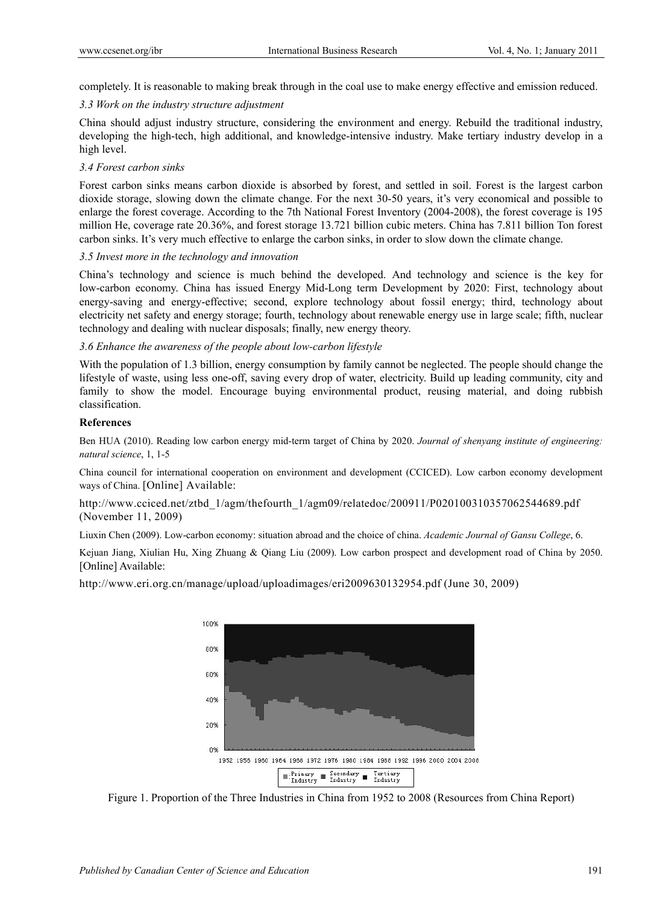completely. It is reasonable to making break through in the coal use to make energy effective and emission reduced.

*3.3 Work on the industry structure adjustment*

China should adjust industry structure, considering the environment and energy. Rebuild the traditional industry, developing the high-tech, high additional, and knowledge-intensive industry. Make tertiary industry develop in a high level.

*3.4 Forest carbon sinks*

Forest carbon sinks means carbon dioxide is absorbed by forest, and settled in soil. Forest is the largest carbon dioxide storage, slowing down the climate change. For the next 30-50 years, it's very economical and possible to enlarge the forest coverage. According to the 7th National Forest Inventory (2004-2008), the forest coverage is 195 million He, coverage rate 20.36%, and forest storage 13.721 billion cubic meters. China has 7.811 billion Ton forest carbon sinks. It's very much effective to enlarge the carbon sinks, in order to slow down the climate change.

*3.5 Invest more in the technology and innovation*

China's technology and science is much behind the developed. And technology and science is the key for low-carbon economy. China has issued Energy Mid-Long term Development by 2020: First, technology about energy-saving and energy-effective; second, explore technology about fossil energy; third, technology about electricity net safety and energy storage; fourth, technology about renewable energy use in large scale; fifth, nuclear technology and dealing with nuclear disposals; finally, new energy theory.

*3.6 Enhance the awareness of the people about low-carbon lifestyle*

With the population of 1.3 billion, energy consumption by family cannot be neglected. The people should change the lifestyle of waste, using less one-off, saving every drop of water, electricity. Build up leading community, city and family to show the model. Encourage buying environmental product, reusing material, and doing rubbish classification.

## References

Ben HUA (2010). Reading low carbon energy mid-term target of China by 2020. *Journal of shenyang institute of engineering: natural science*, 1, 1-5

China council for international cooperation on environment and development (CCICED). Low carbon economy development ways of China. [Online] Available: http://www.cciced.net/ztbd_1/agm/thefourth_1/agm09/relatedoc/200911/P020100310357062544689.pdf (November 11, 2009)

Liuxin Chen (2009). Low-carbon economy: situation abroad and the choice of china. *Academic Journal of Gansu College*, 6.

Kejuan Jiang, Xiulian Hu, Xing Zhuang & Qiang Liu (2009). Low carbon prospect and development road of China by 2050. [Online] Available: http://www.eri.org.cn/manage/upload/uploadimages/eri2009630132954.pdf (June 30, 2009)

Figure 1. Proportion of the Three Industries in China from 1952 to 2008 (Resources from China Report)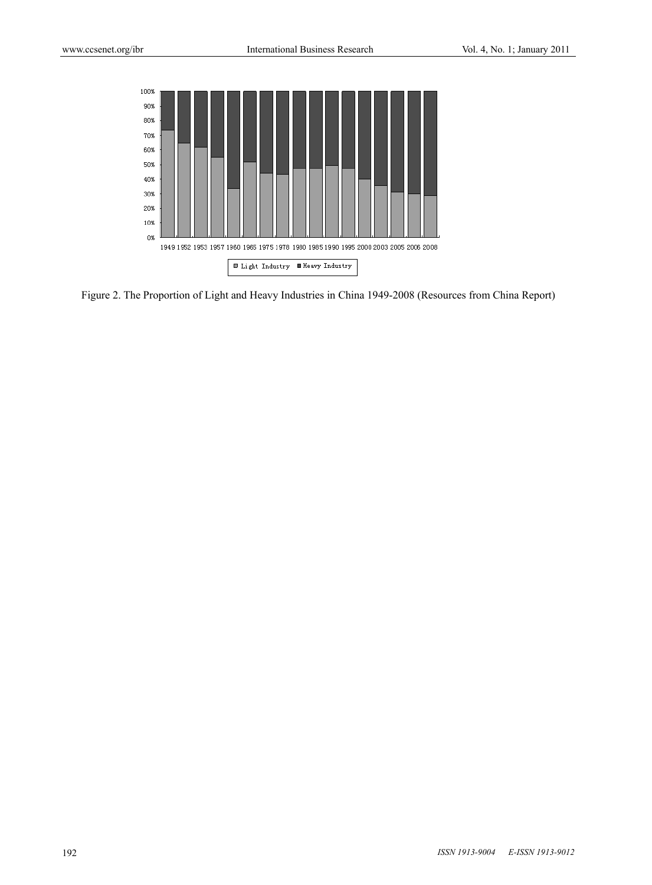100%
90%
80%
70%
60%
50%
40%
30%
20%
10%
0%

1949 1952 1953 1957 1960 1965 1975 1978 1980 1985 1990 1995 2000 2003 2005 2006 2008

Light Industry Heavy Industry

Figure 2. The Proportion of Light and Heavy Industries in China 1949-2008 (Resources from China Report)